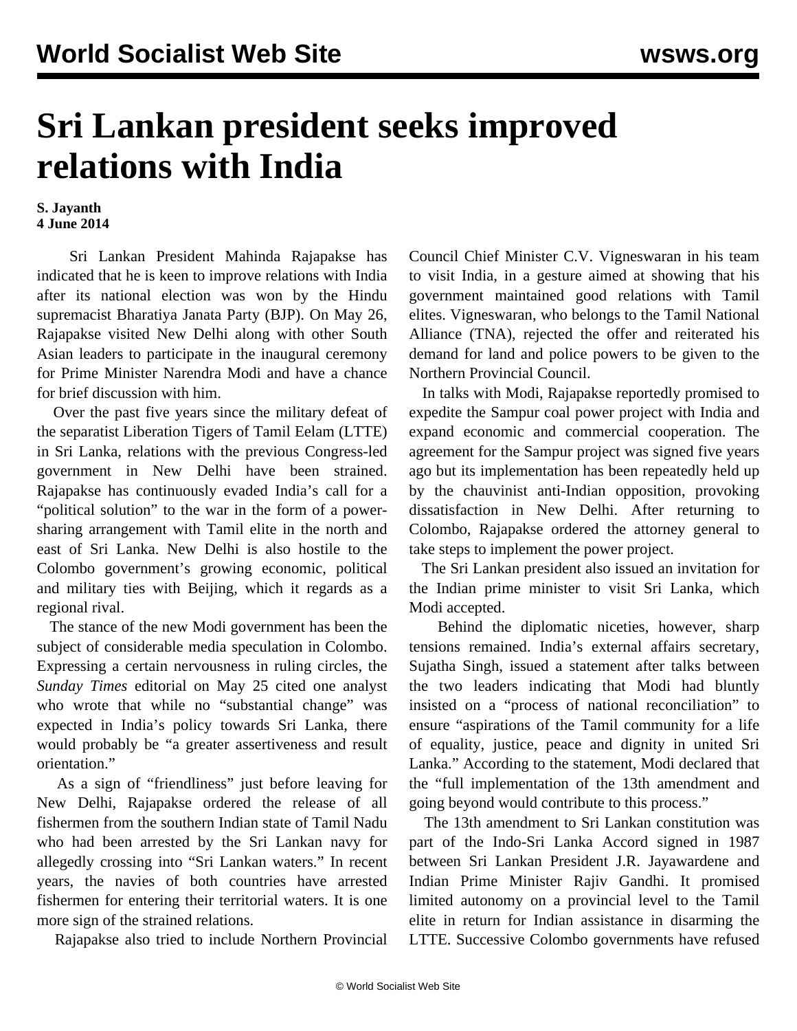# Sri Lankan president seeks improved relations with India

**S. Jayanth**
**4 June 2014**

Sri Lankan President Mahinda Rajapakse has indicated that he is keen to improve relations with India after its national election was won by the Hindu supremacist Bharatiya Janata Party (BJP). On May 26, Rajapakse visited New Delhi along with other South Asian leaders to participate in the inaugural ceremony for Prime Minister Narendra Modi and have a chance for brief discussion with him.

Over the past five years since the military defeat of the separatist Liberation Tigers of Tamil Eelam (LTTE) in Sri Lanka, relations with the previous Congress-led government in New Delhi have been strained. Rajapakse has continuously evaded India's call for a "political solution" to the war in the form of a power-sharing arrangement with Tamil elite in the north and east of Sri Lanka. New Delhi is also hostile to the Colombo government's growing economic, political and military ties with Beijing, which it regards as a regional rival.

The stance of the new Modi government has been the subject of considerable media speculation in Colombo. Expressing a certain nervousness in ruling circles, the *Sunday Times* editorial on May 25 cited one analyst who wrote that while no "substantial change" was expected in India's policy towards Sri Lanka, there would probably be "a greater assertiveness and result orientation."

As a sign of "friendliness" just before leaving for New Delhi, Rajapakse ordered the release of all fishermen from the southern Indian state of Tamil Nadu who had been arrested by the Sri Lankan navy for allegedly crossing into "Sri Lankan waters." In recent years, the navies of both countries have arrested fishermen for entering their territorial waters. It is one more sign of the strained relations.

Rajapakse also tried to include Northern Provincial Council Chief Minister C.V. Vigneswaran in his team to visit India, in a gesture aimed at showing that his government maintained good relations with Tamil elites. Vigneswaran, who belongs to the Tamil National Alliance (TNA), rejected the offer and reiterated his demand for land and police powers to be given to the Northern Provincial Council.

In talks with Modi, Rajapakse reportedly promised to expedite the Sampur coal power project with India and expand economic and commercial cooperation. The agreement for the Sampur project was signed five years ago but its implementation has been repeatedly held up by the chauvinist anti-Indian opposition, provoking dissatisfaction in New Delhi. After returning to Colombo, Rajapakse ordered the attorney general to take steps to implement the power project.

The Sri Lankan president also issued an invitation for the Indian prime minister to visit Sri Lanka, which Modi accepted.

Behind the diplomatic niceties, however, sharp tensions remained. India's external affairs secretary, Sujatha Singh, issued a statement after talks between the two leaders indicating that Modi had bluntly insisted on a "process of national reconciliation" to ensure "aspirations of the Tamil community for a life of equality, justice, peace and dignity in united Sri Lanka." According to the statement, Modi declared that the "full implementation of the 13th amendment and going beyond would contribute to this process."

The 13th amendment to Sri Lankan constitution was part of the Indo-Sri Lanka Accord signed in 1987 between Sri Lankan President J.R. Jayawardene and Indian Prime Minister Rajiv Gandhi. It promised limited autonomy on a provincial level to the Tamil elite in return for Indian assistance in disarming the LTTE. Successive Colombo governments have refused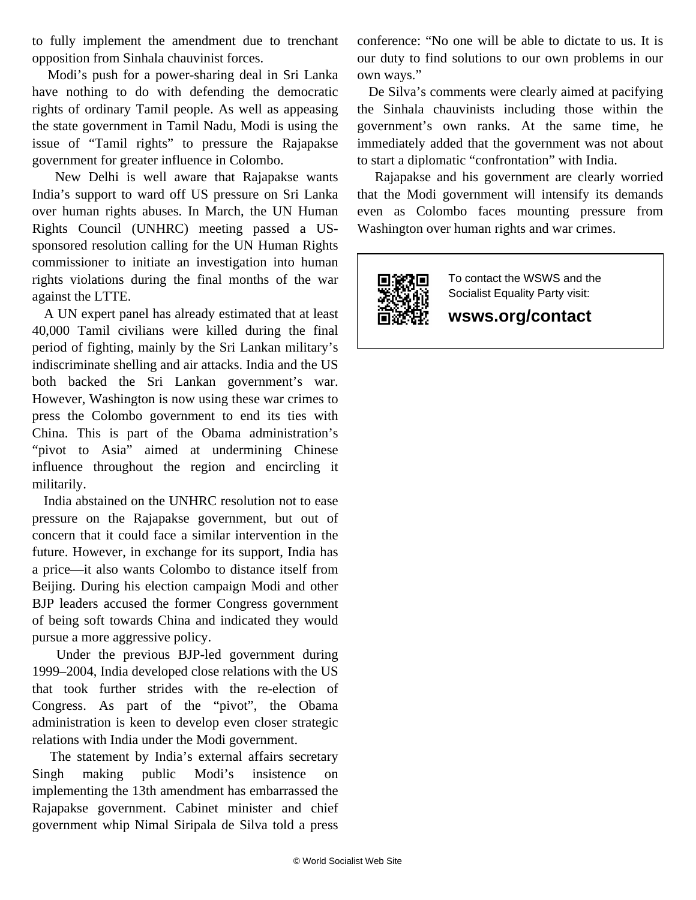to fully implement the amendment due to trenchant opposition from Sinhala chauvinist forces.

Modi's push for a power-sharing deal in Sri Lanka have nothing to do with defending the democratic rights of ordinary Tamil people. As well as appeasing the state government in Tamil Nadu, Modi is using the issue of "Tamil rights" to pressure the Rajapakse government for greater influence in Colombo.

New Delhi is well aware that Rajapakse wants India's support to ward off US pressure on Sri Lanka over human rights abuses. In March, the UN Human Rights Council (UNHRC) meeting passed a US-sponsored resolution calling for the UN Human Rights commissioner to initiate an investigation into human rights violations during the final months of the war against the LTTE.

A UN expert panel has already estimated that at least 40,000 Tamil civilians were killed during the final period of fighting, mainly by the Sri Lankan military's indiscriminate shelling and air attacks. India and the US both backed the Sri Lankan government's war. However, Washington is now using these war crimes to press the Colombo government to end its ties with China. This is part of the Obama administration's "pivot to Asia" aimed at undermining Chinese influence throughout the region and encircling it militarily.

India abstained on the UNHRC resolution not to ease pressure on the Rajapakse government, but out of concern that it could face a similar intervention in the future. However, in exchange for its support, India has a price—it also wants Colombo to distance itself from Beijing. During his election campaign Modi and other BJP leaders accused the former Congress government of being soft towards China and indicated they would pursue a more aggressive policy.

Under the previous BJP-led government during 1999–2004, India developed close relations with the US that took further strides with the re-election of Congress. As part of the "pivot", the Obama administration is keen to develop even closer strategic relations with India under the Modi government.

The statement by India's external affairs secretary Singh making public Modi's insistence on implementing the 13th amendment has embarrassed the Rajapakse government. Cabinet minister and chief government whip Nimal Siripala de Silva told a press conference: "No one will be able to dictate to us. It is our duty to find solutions to our own problems in our own ways."

De Silva's comments were clearly aimed at pacifying the Sinhala chauvinists including those within the government's own ranks. At the same time, he immediately added that the government was not about to start a diplomatic "confrontation" with India.

Rajapakse and his government are clearly worried that the Modi government will intensify its demands even as Colombo faces mounting pressure from Washington over human rights and war crimes.

To contact the WSWS and the Socialist Equality Party visit:

**wsws.org/contact**